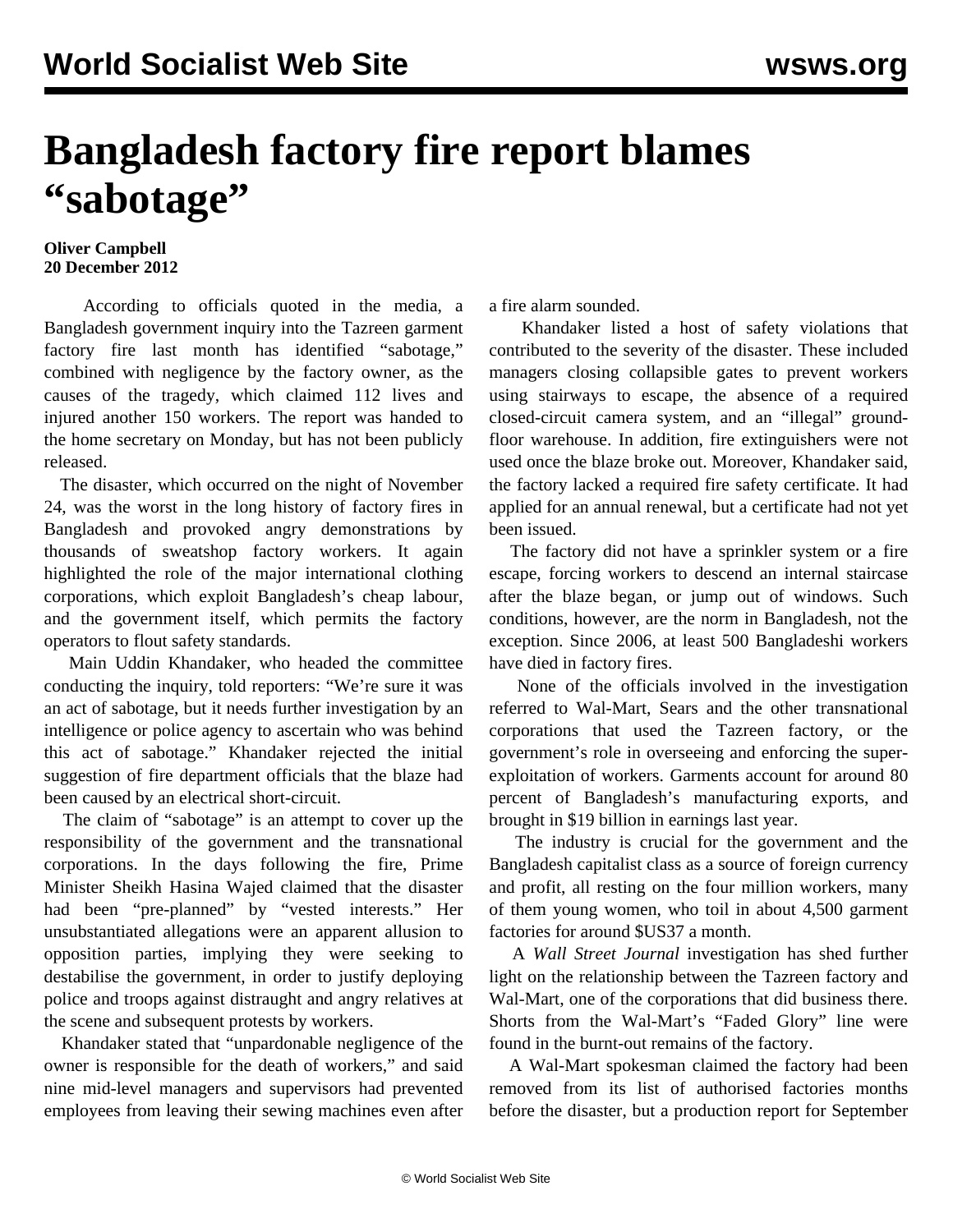# Bangladesh factory fire report blames "sabotage"

**Oliver Campbell**
**20 December 2012**

According to officials quoted in the media, a Bangladesh government inquiry into the Tazreen garment factory fire last month has identified "sabotage," combined with negligence by the factory owner, as the causes of the tragedy, which claimed 112 lives and injured another 150 workers. The report was handed to the home secretary on Monday, but has not been publicly released.

The disaster, which occurred on the night of November 24, was the worst in the long history of factory fires in Bangladesh and provoked angry demonstrations by thousands of sweatshop factory workers. It again highlighted the role of the major international clothing corporations, which exploit Bangladesh's cheap labour, and the government itself, which permits the factory operators to flout safety standards.

Main Uddin Khandaker, who headed the committee conducting the inquiry, told reporters: "We're sure it was an act of sabotage, but it needs further investigation by an intelligence or police agency to ascertain who was behind this act of sabotage." Khandaker rejected the initial suggestion of fire department officials that the blaze had been caused by an electrical short-circuit.

The claim of "sabotage" is an attempt to cover up the responsibility of the government and the transnational corporations. In the days following the fire, Prime Minister Sheikh Hasina Wajed claimed that the disaster had been "pre-planned" by "vested interests." Her unsubstantiated allegations were an apparent allusion to opposition parties, implying they were seeking to destabilise the government, in order to justify deploying police and troops against distraught and angry relatives at the scene and subsequent protests by workers.

Khandaker stated that "unpardonable negligence of the owner is responsible for the death of workers," and said nine mid-level managers and supervisors had prevented employees from leaving their sewing machines even after a fire alarm sounded.

Khandaker listed a host of safety violations that contributed to the severity of the disaster. These included managers closing collapsible gates to prevent workers using stairways to escape, the absence of a required closed-circuit camera system, and an "illegal" ground-floor warehouse. In addition, fire extinguishers were not used once the blaze broke out. Moreover, Khandaker said, the factory lacked a required fire safety certificate. It had applied for an annual renewal, but a certificate had not yet been issued.

The factory did not have a sprinkler system or a fire escape, forcing workers to descend an internal staircase after the blaze began, or jump out of windows. Such conditions, however, are the norm in Bangladesh, not the exception. Since 2006, at least 500 Bangladeshi workers have died in factory fires.

None of the officials involved in the investigation referred to Wal-Mart, Sears and the other transnational corporations that used the Tazreen factory, or the government's role in overseeing and enforcing the super-exploitation of workers. Garments account for around 80 percent of Bangladesh's manufacturing exports, and brought in $19 billion in earnings last year.

The industry is crucial for the government and the Bangladesh capitalist class as a source of foreign currency and profit, all resting on the four million workers, many of them young women, who toil in about 4,500 garment factories for around $US37 a month.

A *Wall Street Journal* investigation has shed further light on the relationship between the Tazreen factory and Wal-Mart, one of the corporations that did business there. Shorts from the Wal-Mart's "Faded Glory" line were found in the burnt-out remains of the factory.

A Wal-Mart spokesman claimed the factory had been removed from its list of authorised factories months before the disaster, but a production report for September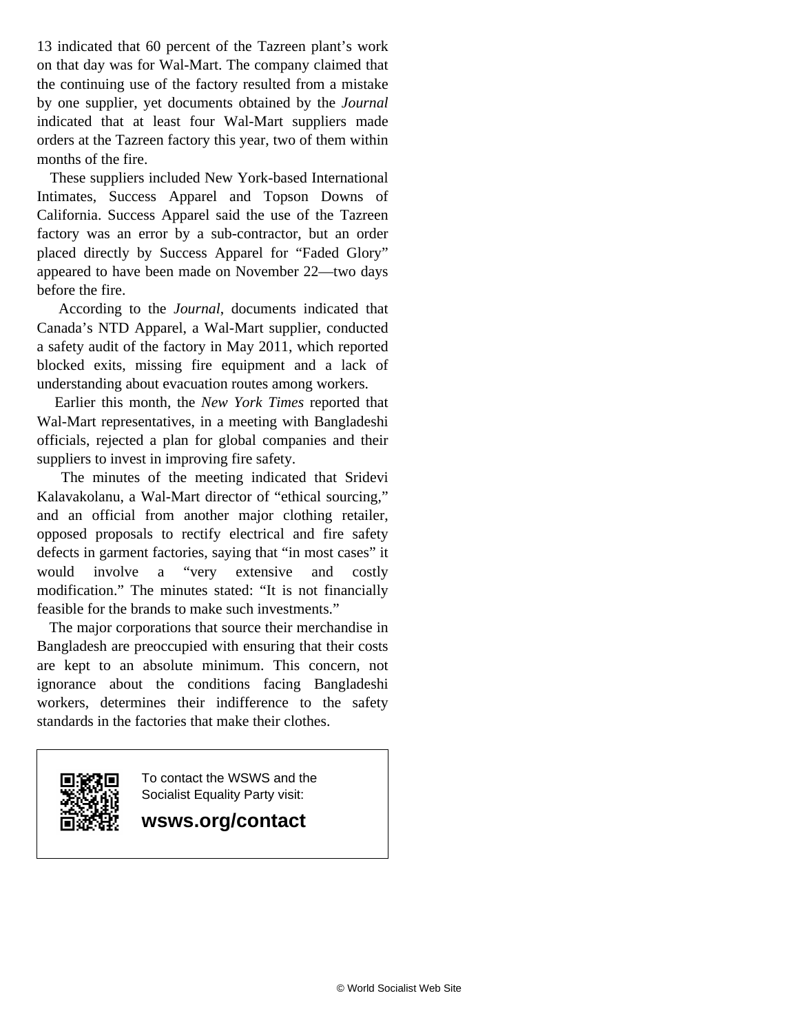13 indicated that 60 percent of the Tazreen plant's work on that day was for Wal-Mart. The company claimed that the continuing use of the factory resulted from a mistake by one supplier, yet documents obtained by the *Journal* indicated that at least four Wal-Mart suppliers made orders at the Tazreen factory this year, two of them within months of the fire.

These suppliers included New York-based International Intimates, Success Apparel and Topson Downs of California. Success Apparel said the use of the Tazreen factory was an error by a sub-contractor, but an order placed directly by Success Apparel for "Faded Glory" appeared to have been made on November 22—two days before the fire.

According to the *Journal*, documents indicated that Canada's NTD Apparel, a Wal-Mart supplier, conducted a safety audit of the factory in May 2011, which reported blocked exits, missing fire equipment and a lack of understanding about evacuation routes among workers.

Earlier this month, the *New York Times* reported that Wal-Mart representatives, in a meeting with Bangladeshi officials, rejected a plan for global companies and their suppliers to invest in improving fire safety.

The minutes of the meeting indicated that Sridevi Kalavakolanu, a Wal-Mart director of "ethical sourcing," and an official from another major clothing retailer, opposed proposals to rectify electrical and fire safety defects in garment factories, saying that "in most cases" it would involve a "very extensive and costly modification." The minutes stated: "It is not financially feasible for the brands to make such investments."

The major corporations that source their merchandise in Bangladesh are preoccupied with ensuring that their costs are kept to an absolute minimum. This concern, not ignorance about the conditions facing Bangladeshi workers, determines their indifference to the safety standards in the factories that make their clothes.

To contact the WSWS and the Socialist Equality Party visit:

**wsws.org/contact**